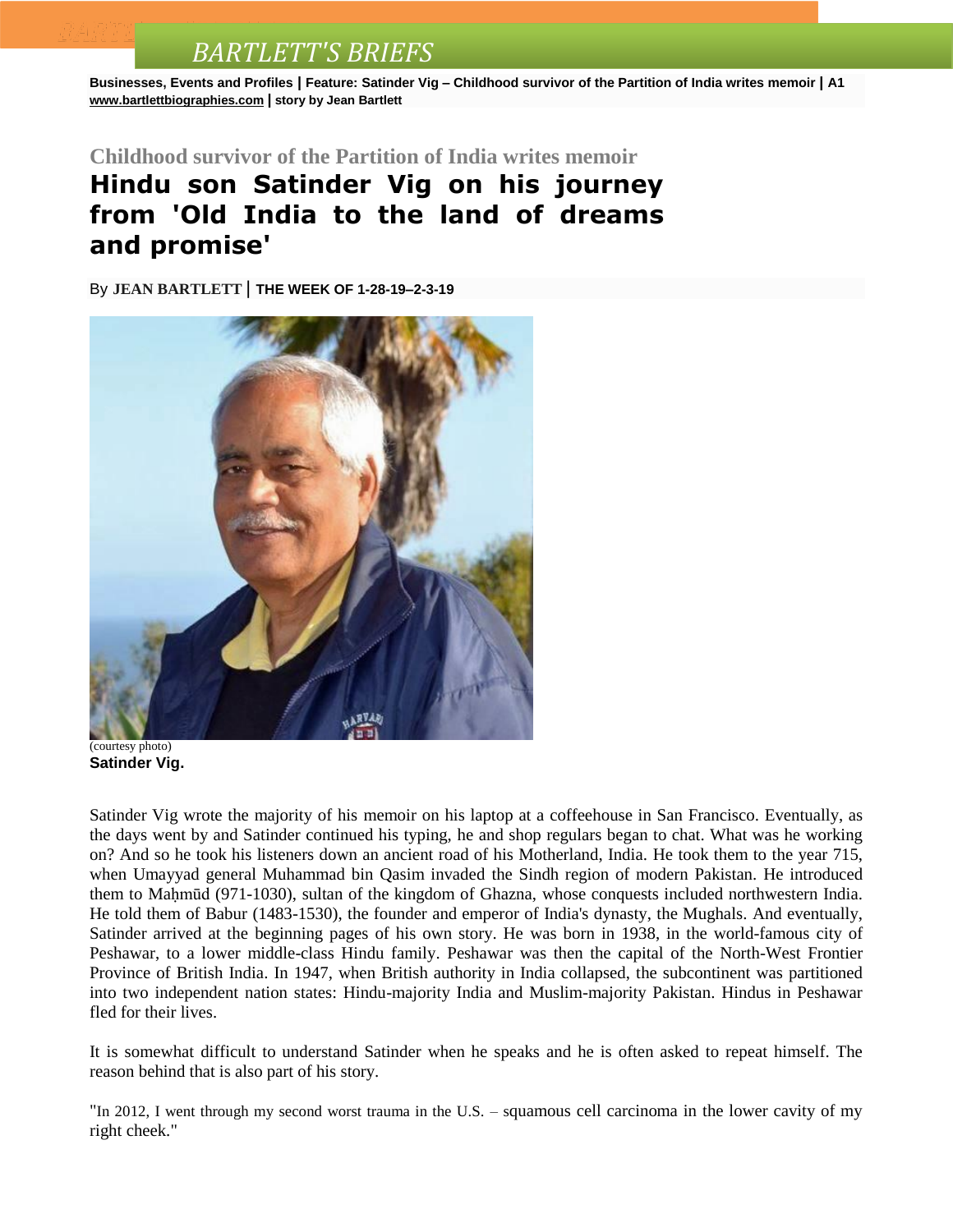BARTLETT'S BRIEFS

**Businesses, Events and Profiles | Feature: Satinder Vig – Childhood survivor of the Partition of India writes memoir | A1**
**www.bartlettbiographies.com | story by Jean Bartlett**

## Childhood survivor of the Partition of India writes memoir

# Hindu son Satinder Vig on his journey from 'Old India to the land of dreams and promise'

By **JEAN BARTLETT** | **THE WEEK OF 1-28-19–2-3-19**

(courtesy photo)
**Satinder Vig.**

Satinder Vig wrote the majority of his memoir on his laptop at a coffeehouse in San Francisco. Eventually, as the days went by and Satinder continued his typing, he and shop regulars began to chat. What was he working on? And so he took his listeners down an ancient road of his Motherland, India. He took them to the year 715, when Umayyad general Muhammad bin Qasim invaded the Sindh region of modern Pakistan. He introduced them to Maḥmūd (971-1030), sultan of the kingdom of Ghazna, whose conquests included northwestern India. He told them of Babur (1483-1530), the founder and emperor of India's dynasty, the Mughals. And eventually, Satinder arrived at the beginning pages of his own story. He was born in 1938, in the world-famous city of Peshawar, to a lower middle-class Hindu family. Peshawar was then the capital of the North-West Frontier Province of British India. In 1947, when British authority in India collapsed, the subcontinent was partitioned into two independent nation states: Hindu-majority India and Muslim-majority Pakistan. Hindus in Peshawar fled for their lives.

It is somewhat difficult to understand Satinder when he speaks and he is often asked to repeat himself. The reason behind that is also part of his story.

"In 2012, I went through my second worst trauma in the U.S. – squamous cell carcinoma in the lower cavity of my right cheek."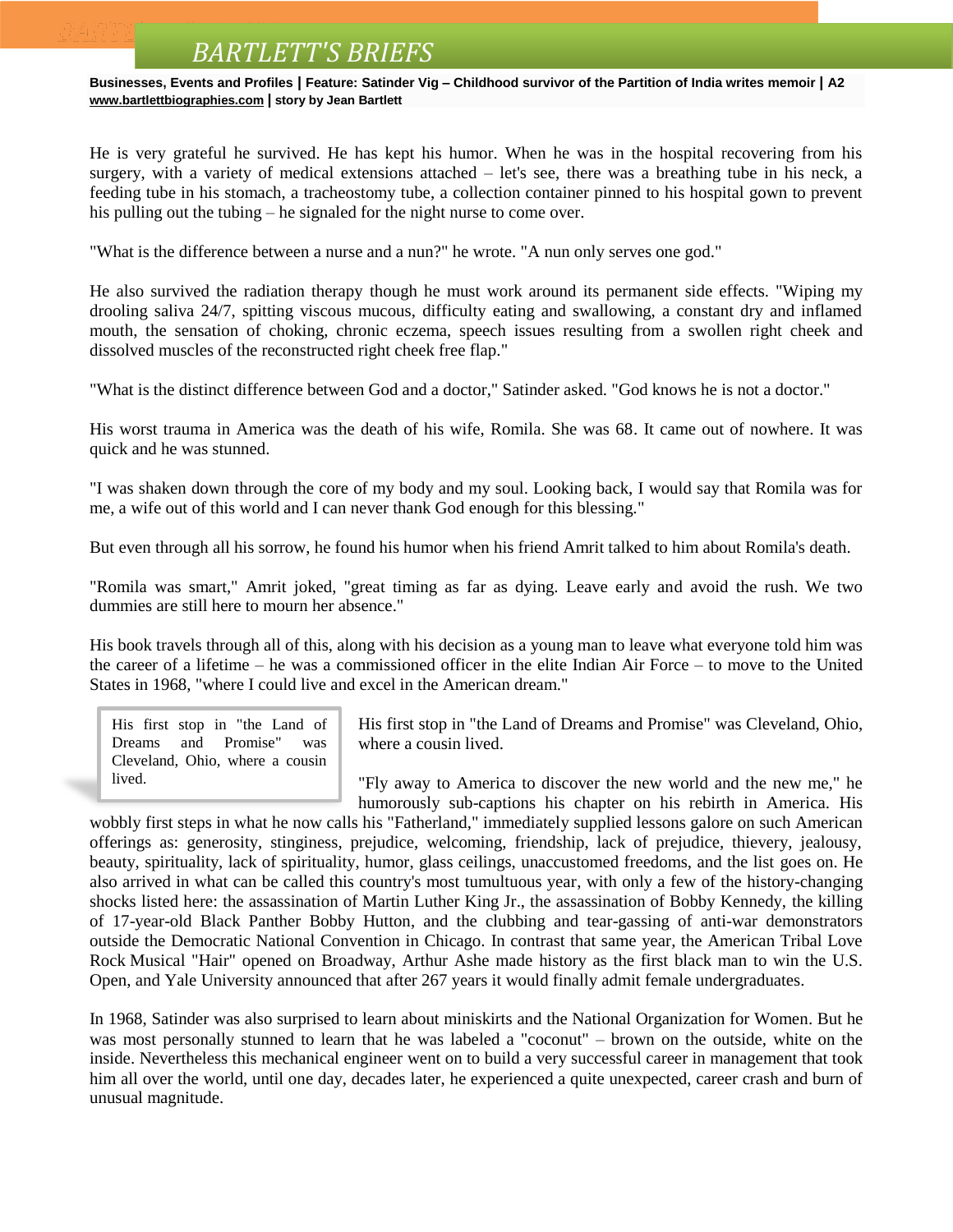He is very grateful he survived. He has kept his humor. When he was in the hospital recovering from his surgery, with a variety of medical extensions attached – let's see, there was a breathing tube in his neck, a feeding tube in his stomach, a tracheostomy tube, a collection container pinned to his hospital gown to prevent his pulling out the tubing – he signaled for the night nurse to come over.

"What is the difference between a nurse and a nun?" he wrote. "A nun only serves one god."

He also survived the radiation therapy though he must work around its permanent side effects. "Wiping my drooling saliva 24/7, spitting viscous mucous, difficulty eating and swallowing, a constant dry and inflamed mouth, the sensation of choking, chronic eczema, speech issues resulting from a swollen right cheek and dissolved muscles of the reconstructed right cheek free flap."

"What is the distinct difference between God and a doctor," Satinder asked. "God knows he is not a doctor."

His worst trauma in America was the death of his wife, Romila. She was 68. It came out of nowhere. It was quick and he was stunned.

"I was shaken down through the core of my body and my soul. Looking back, I would say that Romila was for me, a wife out of this world and I can never thank God enough for this blessing."

But even through all his sorrow, he found his humor when his friend Amrit talked to him about Romila's death.

"Romila was smart," Amrit joked, "great timing as far as dying. Leave early and avoid the rush. We two dummies are still here to mourn her absence."

His book travels through all of this, along with his decision as a young man to leave what everyone told him was the career of a lifetime – he was a commissioned officer in the elite Indian Air Force – to move to the United States in 1968, "where I could live and excel in the American dream."

> His first stop in "the Land of Dreams and Promise" was Cleveland, Ohio, where a cousin lived.

His first stop in "the Land of Dreams and Promise" was Cleveland, Ohio, where a cousin lived.

"Fly away to America to discover the new world and the new me," he humorously sub-captions his chapter on his rebirth in America. His wobbly first steps in what he now calls his "Fatherland," immediately supplied lessons galore on such American offerings as: generosity, stinginess, prejudice, welcoming, friendship, lack of prejudice, thievery, jealousy, beauty, spirituality, lack of spirituality, humor, glass ceilings, unaccustomed freedoms, and the list goes on. He also arrived in what can be called this country's most tumultuous year, with only a few of the history-changing shocks listed here: the assassination of Martin Luther King Jr., the assassination of Bobby Kennedy, the killing of 17-year-old Black Panther Bobby Hutton, and the clubbing and tear-gassing of anti-war demonstrators outside the Democratic National Convention in Chicago. In contrast that same year, the American Tribal Love Rock Musical "Hair" opened on Broadway, Arthur Ashe made history as the first black man to win the U.S. Open, and Yale University announced that after 267 years it would finally admit female undergraduates.

In 1968, Satinder was also surprised to learn about miniskirts and the National Organization for Women. But he was most personally stunned to learn that he was labeled a "coconut" – brown on the outside, white on the inside. Nevertheless this mechanical engineer went on to build a very successful career in management that took him all over the world, until one day, decades later, he experienced a quite unexpected, career crash and burn of unusual magnitude.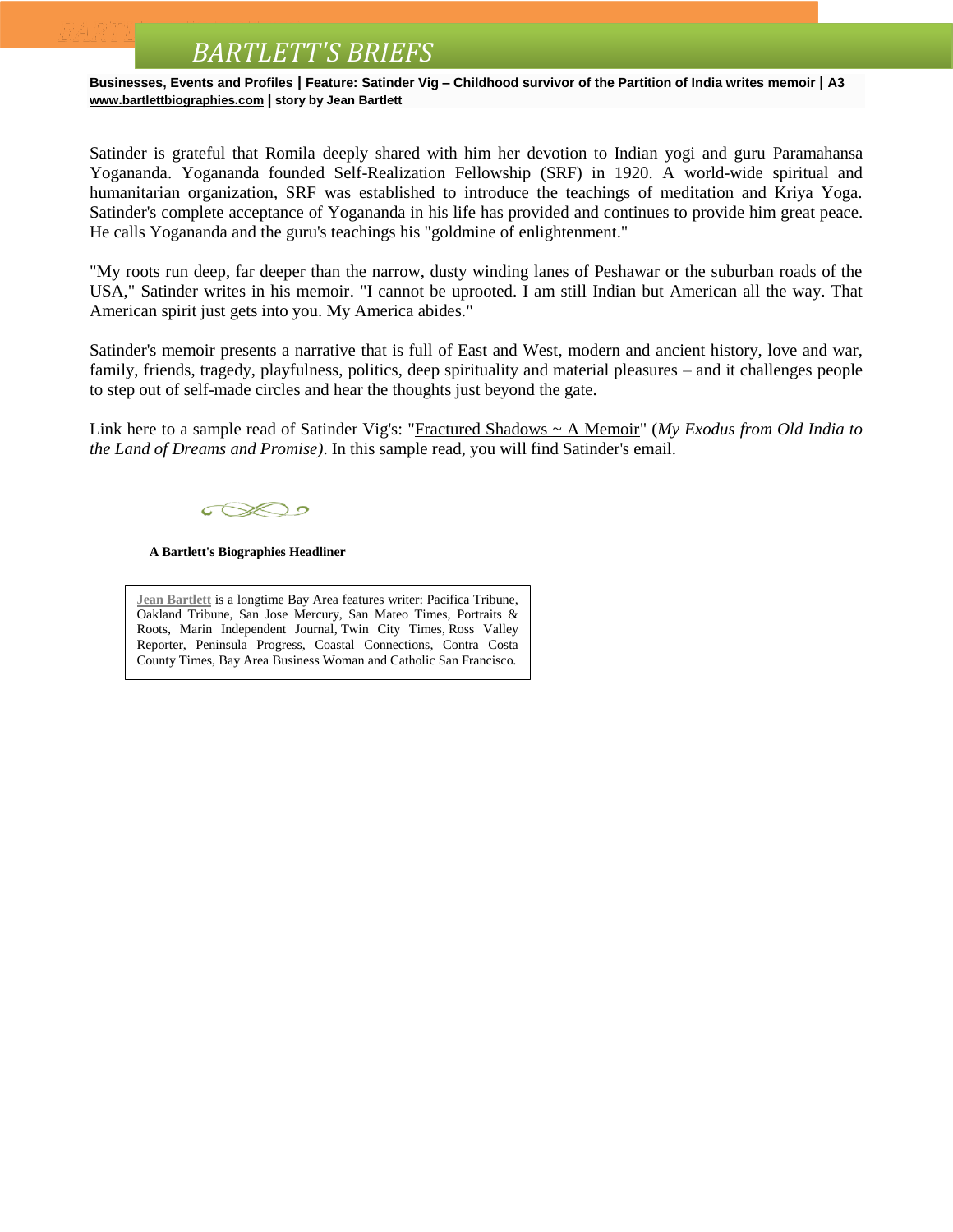Satinder is grateful that Romila deeply shared with him her devotion to Indian yogi and guru Paramahansa Yogananda. Yogananda founded Self-Realization Fellowship (SRF) in 1920. A world-wide spiritual and humanitarian organization, SRF was established to introduce the teachings of meditation and Kriya Yoga. Satinder's complete acceptance of Yogananda in his life has provided and continues to provide him great peace. He calls Yogananda and the guru's teachings his "goldmine of enlightenment."

"My roots run deep, far deeper than the narrow, dusty winding lanes of Peshawar or the suburban roads of the USA," Satinder writes in his memoir. "I cannot be uprooted. I am still Indian but American all the way. That American spirit just gets into you. My America abides."

Satinder's memoir presents a narrative that is full of East and West, modern and ancient history, love and war, family, friends, tragedy, playfulness, politics, deep spirituality and material pleasures – and it challenges people to step out of self-made circles and hear the thoughts just beyond the gate.

Link here to a sample read of Satinder Vig's: "Fractured Shadows ~ A Memoir" (*My Exodus from Old India to the Land of Dreams and Promise)*. In this sample read, you will find Satinder's email.

**A Bartlett's Biographies Headliner**

**Jean Bartlett** is a longtime Bay Area features writer: Pacifica Tribune, Oakland Tribune, San Jose Mercury, San Mateo Times, Portraits & Roots, Marin Independent Journal, Twin City Times, Ross Valley Reporter, Peninsula Progress, Coastal Connections, Contra Costa County Times, Bay Area Business Woman and Catholic San Francisco.